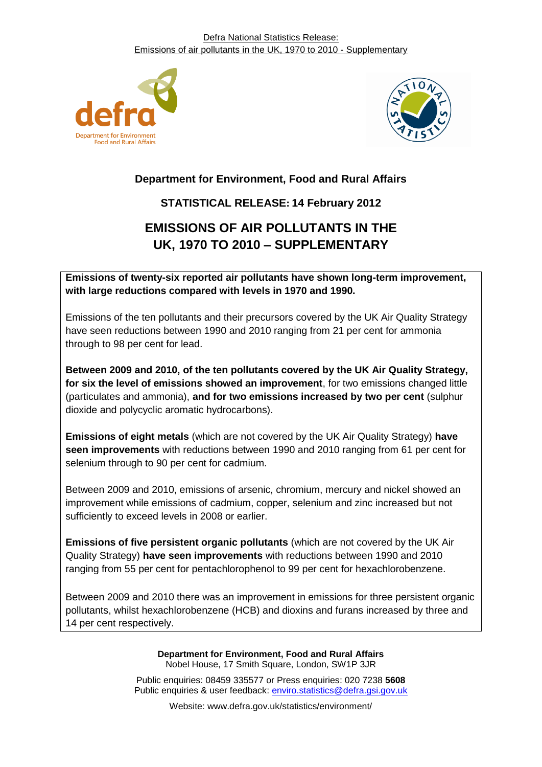Defra National Statistics Release:
Emissions of air pollutants in the UK, 1970 to 2010 - Supplementary

**Department for Environment, Food and Rural Affairs**

**STATISTICAL RELEASE: 14 February 2012**

# EMISSIONS OF AIR POLLUTANTS IN THE UK, 1970 TO 2010 – SUPPLEMENTARY

**Emissions of twenty-six reported air pollutants have shown long-term improvement, with large reductions compared with levels in 1970 and 1990.**

Emissions of the ten pollutants and their precursors covered by the UK Air Quality Strategy have seen reductions between 1990 and 2010 ranging from 21 per cent for ammonia through to 98 per cent for lead.

**Between 2009 and 2010, of the ten pollutants covered by the UK Air Quality Strategy, for six the level of emissions showed an improvement**, for two emissions changed little (particulates and ammonia), **and for two emissions increased by two per cent** (sulphur dioxide and polycyclic aromatic hydrocarbons).

**Emissions of eight metals** (which are not covered by the UK Air Quality Strategy) **have seen improvements** with reductions between 1990 and 2010 ranging from 61 per cent for selenium through to 90 per cent for cadmium.

Between 2009 and 2010, emissions of arsenic, chromium, mercury and nickel showed an improvement while emissions of cadmium, copper, selenium and zinc increased but not sufficiently to exceed levels in 2008 or earlier.

**Emissions of five persistent organic pollutants** (which are not covered by the UK Air Quality Strategy) **have seen improvements** with reductions between 1990 and 2010 ranging from 55 per cent for pentachlorophenol to 99 per cent for hexachlorobenzene.

Between 2009 and 2010 there was an improvement in emissions for three persistent organic pollutants, whilst hexachlorobenzene (HCB) and dioxins and furans increased by three and 14 per cent respectively.

**Department for Environment, Food and Rural Affairs**
Nobel House, 17 Smith Square, London, SW1P 3JR

Public enquiries: 08459 335577 or Press enquiries: 020 7238 **5608**
Public enquiries & user feedback: enviro.statistics@defra.gsi.gov.uk

Website: www.defra.gov.uk/statistics/environment/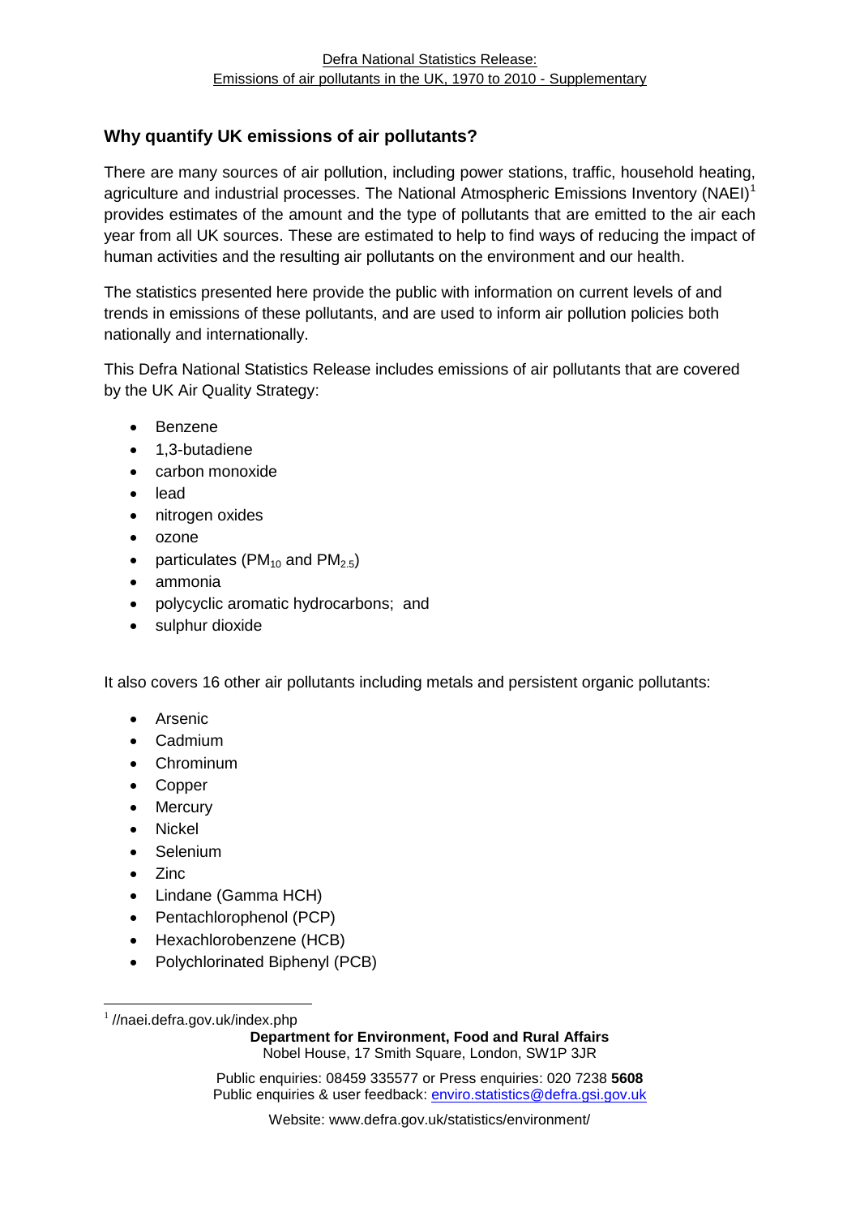## Why quantify UK emissions of air pollutants?

There are many sources of air pollution, including power stations, traffic, household heating, agriculture and industrial processes. The National Atmospheric Emissions Inventory (NAEI)[1] provides estimates of the amount and the type of pollutants that are emitted to the air each year from all UK sources. These are estimated to help to find ways of reducing the impact of human activities and the resulting air pollutants on the environment and our health.

The statistics presented here provide the public with information on current levels of and trends in emissions of these pollutants, and are used to inform air pollution policies both nationally and internationally.

This Defra National Statistics Release includes emissions of air pollutants that are covered by the UK Air Quality Strategy:

- Benzene
- 1,3-butadiene
- carbon monoxide
- lead
- nitrogen oxides
- ozone
- particulates ($PM_{10}$ and $PM_{2.5}$)
- ammonia
- polycyclic aromatic hydrocarbons; and
- sulphur dioxide

It also covers 16 other air pollutants including metals and persistent organic pollutants:

- Arsenic
- Cadmium
- Chrominum
- Copper
- Mercury
- Nickel
- Selenium
- Zinc
- Lindane (Gamma HCH)
- Pentachlorophenol (PCP)
- Hexachlorobenzene (HCB)
- Polychlorinated Biphenyl (PCB)

[1] //naei.defra.gov.uk/index.php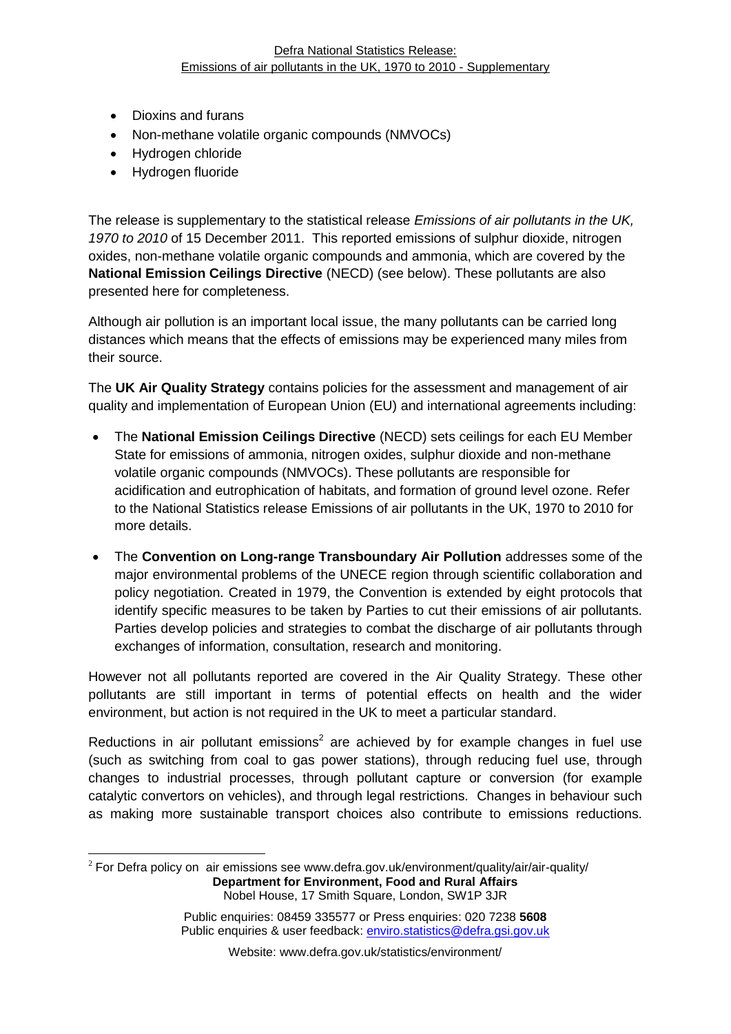- Dioxins and furans
- Non-methane volatile organic compounds (NMVOCs)
- Hydrogen chloride
- Hydrogen fluoride

The release is supplementary to the statistical release *Emissions of air pollutants in the UK, 1970 to 2010* of 15 December 2011. This reported emissions of sulphur dioxide, nitrogen oxides, non-methane volatile organic compounds and ammonia, which are covered by the **National Emission Ceilings Directive** (NECD) (see below). These pollutants are also presented here for completeness.

Although air pollution is an important local issue, the many pollutants can be carried long distances which means that the effects of emissions may be experienced many miles from their source.

The **UK Air Quality Strategy** contains policies for the assessment and management of air quality and implementation of European Union (EU) and international agreements including:

- The **National Emission Ceilings Directive** (NECD) sets ceilings for each EU Member State for emissions of ammonia, nitrogen oxides, sulphur dioxide and non-methane volatile organic compounds (NMVOCs). These pollutants are responsible for acidification and eutrophication of habitats, and formation of ground level ozone. Refer to the National Statistics release Emissions of air pollutants in the UK, 1970 to 2010 for more details.
- The **Convention on Long-range Transboundary Air Pollution** addresses some of the major environmental problems of the UNECE region through scientific collaboration and policy negotiation. Created in 1979, the Convention is extended by eight protocols that identify specific measures to be taken by Parties to cut their emissions of air pollutants. Parties develop policies and strategies to combat the discharge of air pollutants through exchanges of information, consultation, research and monitoring.

However not all pollutants reported are covered in the Air Quality Strategy. These other pollutants are still important in terms of potential effects on health and the wider environment, but action is not required in the UK to meet a particular standard.

Reductions in air pollutant emissions[2] are achieved by for example changes in fuel use (such as switching from coal to gas power stations), through reducing fuel use, through changes to industrial processes, through pollutant capture or conversion (for example catalytic convertors on vehicles), and through legal restrictions. Changes in behaviour such as making more sustainable transport choices also contribute to emissions reductions.

[2] For Defra policy on air emissions see www.defra.gov.uk/environment/quality/air/air-quality/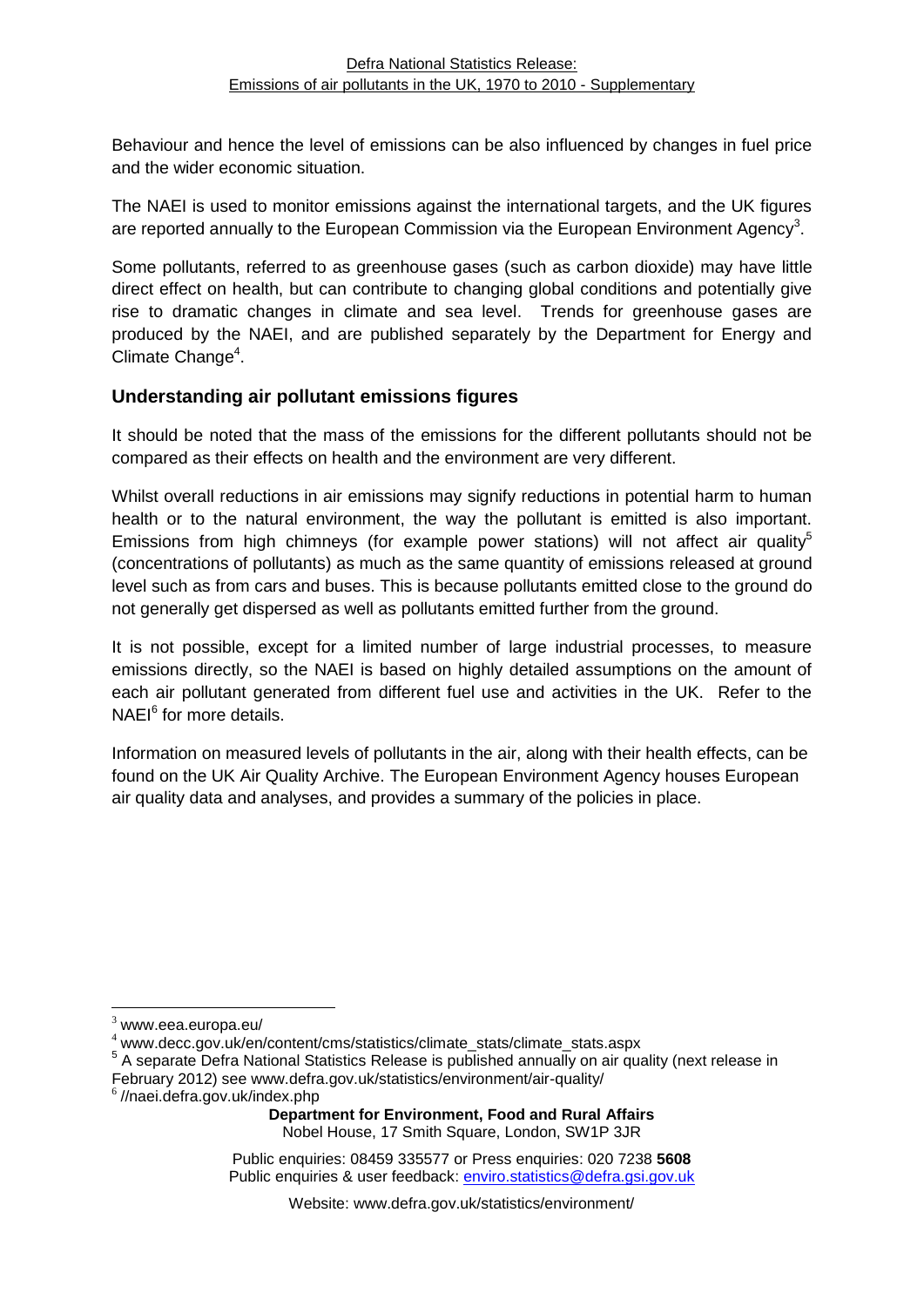Behaviour and hence the level of emissions can be also influenced by changes in fuel price and the wider economic situation.

The NAEI is used to monitor emissions against the international targets, and the UK figures are reported annually to the European Commission via the European Environment Agency[3].

Some pollutants, referred to as greenhouse gases (such as carbon dioxide) may have little direct effect on health, but can contribute to changing global conditions and potentially give rise to dramatic changes in climate and sea level. Trends for greenhouse gases are produced by the NAEI, and are published separately by the Department for Energy and Climate Change[4].

## Understanding air pollutant emissions figures

It should be noted that the mass of the emissions for the different pollutants should not be compared as their effects on health and the environment are very different.

Whilst overall reductions in air emissions may signify reductions in potential harm to human health or to the natural environment, the way the pollutant is emitted is also important. Emissions from high chimneys (for example power stations) will not affect air quality[5] (concentrations of pollutants) as much as the same quantity of emissions released at ground level such as from cars and buses. This is because pollutants emitted close to the ground do not generally get dispersed as well as pollutants emitted further from the ground.

It is not possible, except for a limited number of large industrial processes, to measure emissions directly, so the NAEI is based on highly detailed assumptions on the amount of each air pollutant generated from different fuel use and activities in the UK. Refer to the NAEI[6] for more details.

Information on measured levels of pollutants in the air, along with their health effects, can be found on the UK Air Quality Archive. The European Environment Agency houses European air quality data and analyses, and provides a summary of the policies in place.

---

[3] www.eea.europa.eu/

[4] www.decc.gov.uk/en/content/cms/statistics/climate_stats/climate_stats.aspx

[5] A separate Defra National Statistics Release is published annually on air quality (next release in February 2012) see www.defra.gov.uk/statistics/environment/air-quality/

[6] //naei.defra.gov.uk/index.php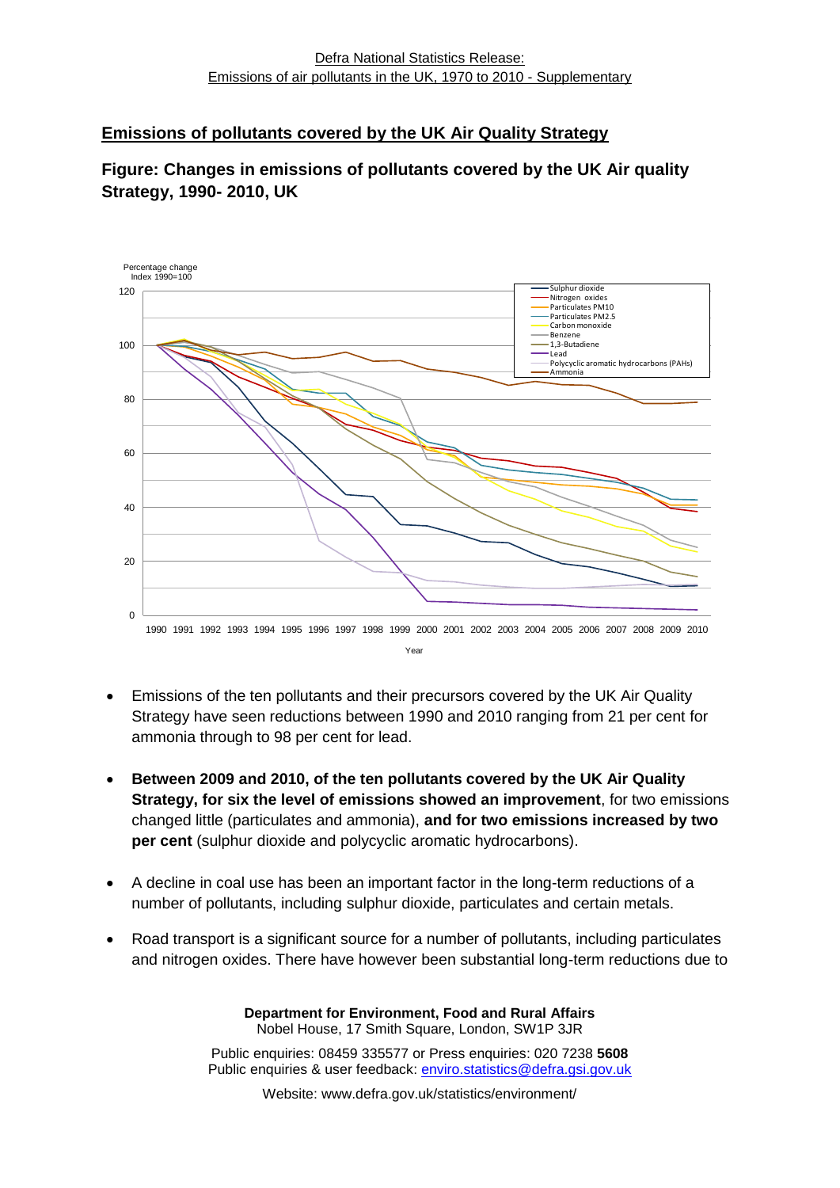## Emissions of pollutants covered by the UK Air Quality Strategy

### Figure: Changes in emissions of pollutants covered by the UK Air quality Strategy, 1990- 2010, UK

- Emissions of the ten pollutants and their precursors covered by the UK Air Quality Strategy have seen reductions between 1990 and 2010 ranging from 21 per cent for ammonia through to 98 per cent for lead.
- **Between 2009 and 2010, of the ten pollutants covered by the UK Air Quality Strategy, for six the level of emissions showed an improvement**, for two emissions changed little (particulates and ammonia), **and for two emissions increased by two per cent** (sulphur dioxide and polycyclic aromatic hydrocarbons).
- A decline in coal use has been an important factor in the long-term reductions of a number of pollutants, including sulphur dioxide, particulates and certain metals.
- Road transport is a significant source for a number of pollutants, including particulates and nitrogen oxides. There have however been substantial long-term reductions due to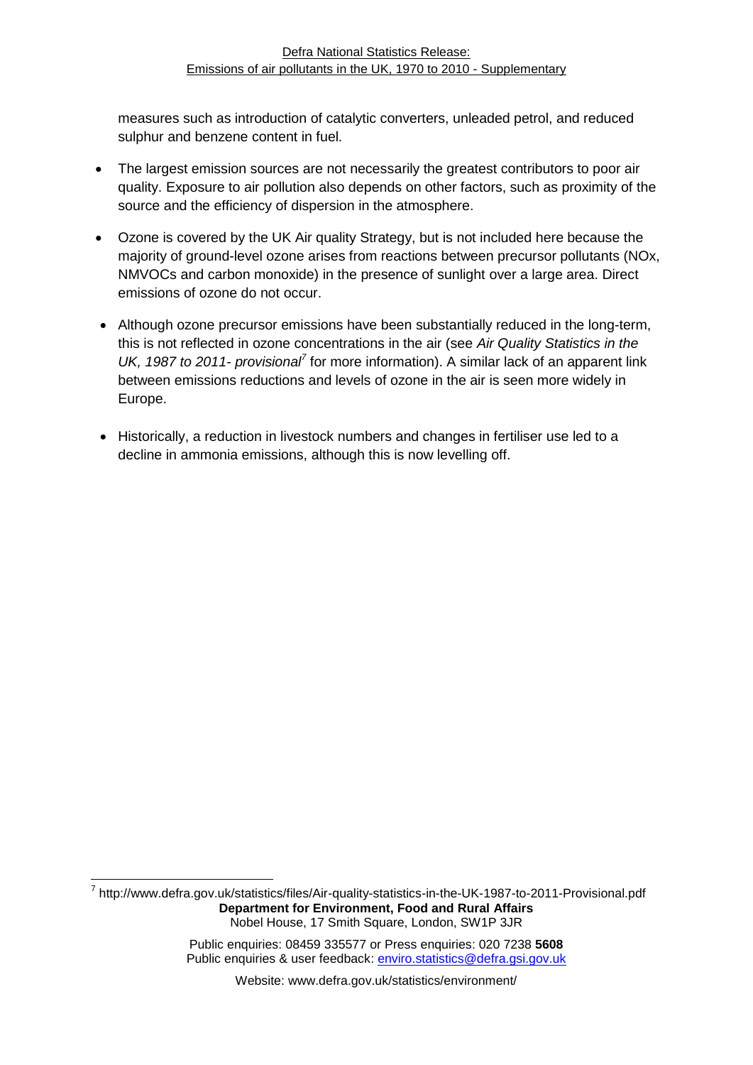measures such as introduction of catalytic converters, unleaded petrol, and reduced sulphur and benzene content in fuel.

- The largest emission sources are not necessarily the greatest contributors to poor air quality. Exposure to air pollution also depends on other factors, such as proximity of the source and the efficiency of dispersion in the atmosphere.

- Ozone is covered by the UK Air quality Strategy, but is not included here because the majority of ground-level ozone arises from reactions between precursor pollutants (NOx, NMVOCs and carbon monoxide) in the presence of sunlight over a large area. Direct emissions of ozone do not occur.

- Although ozone precursor emissions have been substantially reduced in the long-term, this is not reflected in ozone concentrations in the air (see *Air Quality Statistics in the UK, 1987 to 2011- provisional*[7] for more information). A similar lack of an apparent link between emissions reductions and levels of ozone in the air is seen more widely in Europe.

- Historically, a reduction in livestock numbers and changes in fertiliser use led to a decline in ammonia emissions, although this is now levelling off.

[7] http://www.defra.gov.uk/statistics/files/Air-quality-statistics-in-the-UK-1987-to-2011-Provisional.pdf

**Department for Environment, Food and Rural Affairs**
Nobel House, 17 Smith Square, London, SW1P 3JR

Public enquiries: 08459 335577 or Press enquiries: 020 7238 **5608**
Public enquiries & user feedback: enviro.statistics@defra.gsi.gov.uk

Website: www.defra.gov.uk/statistics/environment/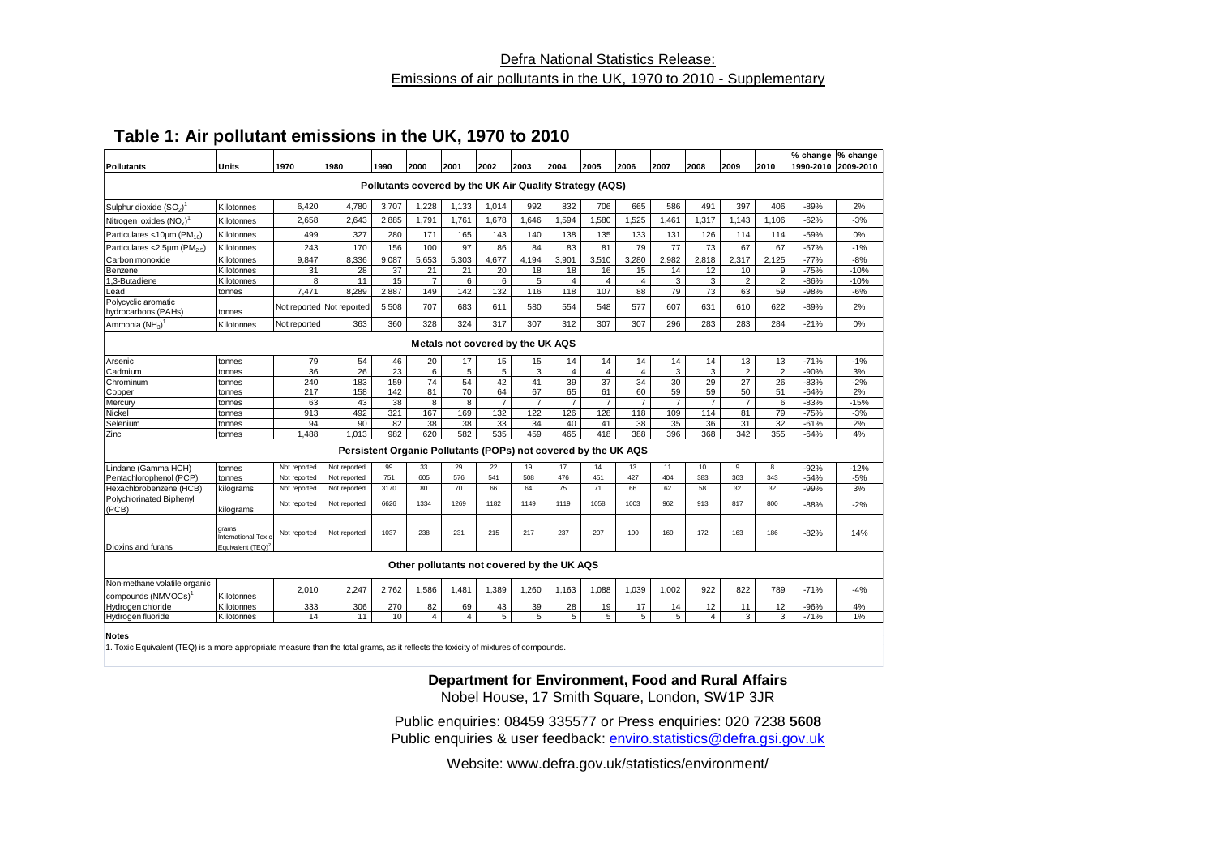Defra National Statistics Release:
Emissions of air pollutants in the UK, 1970 to 2010 - Supplementary

## Table 1: Air pollutant emissions in the UK, 1970 to 2010

| Pollutants | Units | 1970 | 1980 | 1990 | 2000 | 2001 | 2002 | 2003 | 2004 | 2005 | 2006 | 2007 | 2008 | 2009 | 2010 | % change 1990-2010 | % change 2009-2010 |
|---|---|---|---|---|---|---|---|---|---|---|---|---|---|---|---|---|---|
| **Pollutants covered by the UK Air Quality Strategy (AQS)** | | | | | | | | | | | | | | | | | |
| Sulphur dioxide ($SO_2$)[1] | Kilotonnes | 6,420 | 4,780 | 3,707 | 1,228 | 1,133 | 1,014 | 992 | 832 | 706 | 665 | 586 | 491 | 397 | 406 | -89% | 2% |
| Nitrogen oxides ($NO_x$)[1] | Kilotonnes | 2,658 | 2,643 | 2,885 | 1,791 | 1,761 | 1,678 | 1,646 | 1,594 | 1,580 | 1,525 | 1,461 | 1,317 | 1,143 | 1,106 | -62% | -3% |
| Particulates <10µm ($PM_{10}$) | Kilotonnes | 499 | 327 | 280 | 171 | 165 | 143 | 140 | 138 | 135 | 133 | 131 | 126 | 114 | 114 | -59% | 0% |
| Particulates <2.5µm ($PM_{2.5}$) | Kilotonnes | 243 | 170 | 156 | 100 | 97 | 86 | 84 | 83 | 81 | 79 | 77 | 73 | 67 | 67 | -57% | -1% |
| Carbon monoxide | Kilotonnes | 9,847 | 8,336 | 9,087 | 5,653 | 5,303 | 4,677 | 4,194 | 3,901 | 3,510 | 3,280 | 2,982 | 2,818 | 2,317 | 2,125 | -77% | -8% |
| Benzene | Kilotonnes | 31 | 28 | 37 | 21 | 21 | 20 | 18 | 18 | 16 | 15 | 14 | 12 | 10 | 9 | -75% | -10% |
| 1,3-Butadiene | Kilotonnes | 8 | 11 | 15 | 7 | 6 | 6 | 5 | 4 | 4 | 4 | 3 | 3 | 2 | 2 | -86% | -10% |
| Lead | tonnes | 7,471 | 8,289 | 2,887 | 149 | 142 | 132 | 116 | 118 | 107 | 88 | 79 | 73 | 63 | 59 | -98% | -6% |
| Polycyclic aromatic hydrocarbons (PAHs) | tonnes | Not reported | Not reported | 5,508 | 707 | 683 | 611 | 580 | 554 | 548 | 577 | 607 | 631 | 610 | 622 | -89% | 2% |
| Ammonia ($NH_3$)[1] | Kilotonnes | Not reported | 363 | 360 | 328 | 324 | 317 | 307 | 312 | 307 | 307 | 296 | 283 | 283 | 284 | -21% | 0% |
| **Metals not covered by the UK AQS** | | | | | | | | | | | | | | | | | |
| Arsenic | tonnes | 79 | 54 | 46 | 20 | 17 | 15 | 15 | 14 | 14 | 14 | 14 | 14 | 13 | 13 | -71% | -1% |
| Cadmium | tonnes | 36 | 26 | 23 | 6 | 5 | 5 | 3 | 4 | 4 | 4 | 3 | 3 | 2 | 2 | -90% | 3% |
| Chrominum | tonnes | 240 | 183 | 159 | 74 | 54 | 42 | 41 | 39 | 37 | 34 | 30 | 29 | 27 | 26 | -83% | -2% |
| Copper | tonnes | 217 | 158 | 142 | 81 | 70 | 64 | 67 | 65 | 61 | 60 | 59 | 59 | 50 | 51 | -64% | 2% |
| Mercury | tonnes | 63 | 43 | 38 | 8 | 8 | 7 | 7 | 7 | 7 | 7 | 7 | 7 | 7 | 6 | -83% | -15% |
| Nickel | tonnes | 913 | 492 | 321 | 167 | 169 | 132 | 122 | 126 | 128 | 118 | 109 | 114 | 81 | 79 | -75% | -3% |
| Selenium | tonnes | 94 | 90 | 82 | 38 | 38 | 33 | 34 | 40 | 41 | 38 | 35 | 36 | 31 | 32 | -61% | 2% |
| Zinc | tonnes | 1,488 | 1,013 | 982 | 620 | 582 | 535 | 459 | 465 | 418 | 388 | 396 | 368 | 342 | 355 | -64% | 4% |
| **Persistent Organic Pollutants (POPs) not covered by the UK AQS** | | | | | | | | | | | | | | | | | |
| Lindane (Gamma HCH) | tonnes | Not reported | Not reported | 99 | 33 | 29 | 22 | 19 | 17 | 14 | 13 | 11 | 10 | 9 | 8 | -92% | -12% |
| Pentachlorophenol (PCP) | tonnes | Not reported | Not reported | 751 | 605 | 576 | 541 | 508 | 476 | 451 | 427 | 404 | 383 | 363 | 343 | -54% | -5% |
| Hexachlorobenzene (HCB) | kilograms | Not reported | Not reported | 3170 | 80 | 70 | 66 | 64 | 75 | 71 | 66 | 62 | 58 | 32 | 32 | -99% | 3% |
| Polychlorinated Biphenyl (PCB) | kilograms | Not reported | Not reported | 6626 | 1334 | 1269 | 1182 | 1149 | 1119 | 1058 | 1003 | 962 | 913 | 817 | 800 | -88% | -2% |
| Dioxins and furans | grams International Toxic Equivalent (TEQ)[2] | Not reported | Not reported | 1037 | 238 | 231 | 215 | 217 | 237 | 207 | 190 | 169 | 172 | 163 | 186 | -82% | 14% |
| **Other pollutants not covered by the UK AQS** | | | | | | | | | | | | | | | | | |
| Non-methane volatile organic compounds (NMVOCs)[1] | Kilotonnes | 2,010 | 2,247 | 2,762 | 1,586 | 1,481 | 1,389 | 1,260 | 1,163 | 1,088 | 1,039 | 1,002 | 922 | 822 | 789 | -71% | -4% |
| Hydrogen chloride | Kilotonnes | 333 | 306 | 270 | 82 | 69 | 43 | 39 | 28 | 19 | 17 | 14 | 12 | 11 | 12 | -96% | 4% |
| Hydrogen fluoride | Kilotonnes | 14 | 11 | 10 | 4 | 4 | 5 | 5 | 5 | 5 | 5 | 5 | 4 | 3 | 3 | -71% | 1% |

**Notes**

1. Toxic Equivalent (TEQ) is a more appropriate measure than the total grams, as it reflects the toxicity of mixtures of compounds.

**Department for Environment, Food and Rural Affairs**
Nobel House, 17 Smith Square, London, SW1P 3JR

Public enquiries: 08459 335577 or Press enquiries: 020 7238 **5608**
Public enquiries & user feedback: enviro.statistics@defra.gsi.gov.uk

Website: www.defra.gov.uk/statistics/environment/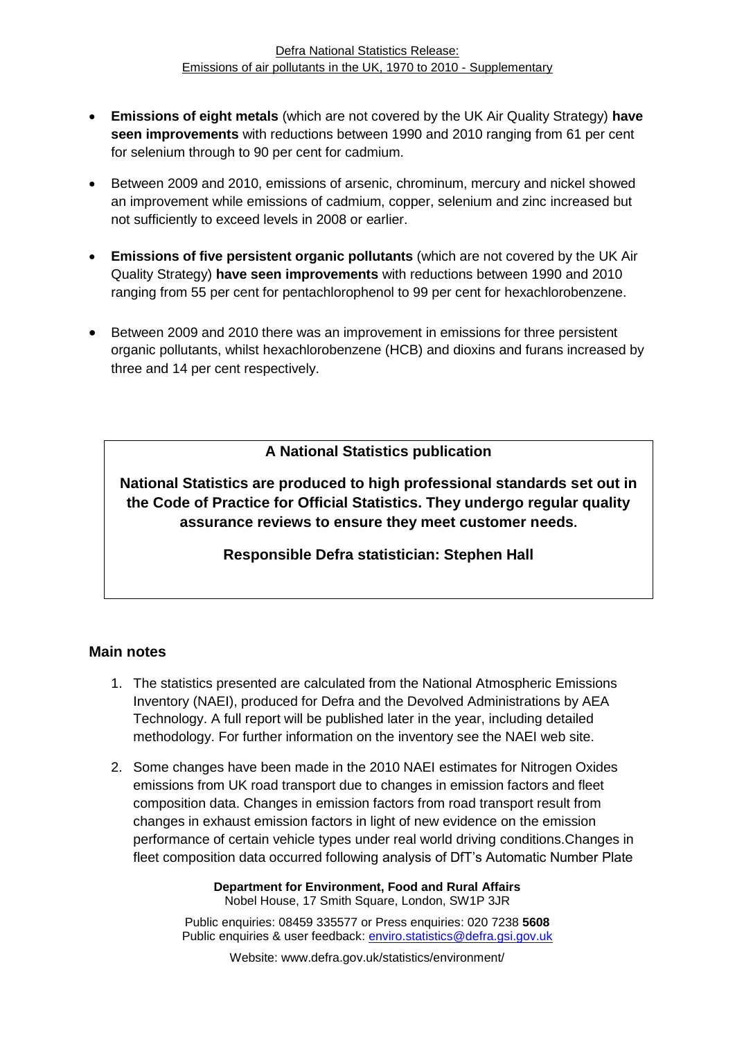- **Emissions of eight metals** (which are not covered by the UK Air Quality Strategy) **have seen improvements** with reductions between 1990 and 2010 ranging from 61 per cent for selenium through to 90 per cent for cadmium.

- Between 2009 and 2010, emissions of arsenic, chrominum, mercury and nickel showed an improvement while emissions of cadmium, copper, selenium and zinc increased but not sufficiently to exceed levels in 2008 or earlier.

- **Emissions of five persistent organic pollutants** (which are not covered by the UK Air Quality Strategy) **have seen improvements** with reductions between 1990 and 2010 ranging from 55 per cent for pentachlorophenol to 99 per cent for hexachlorobenzene.

- Between 2009 and 2010 there was an improvement in emissions for three persistent organic pollutants, whilst hexachlorobenzene (HCB) and dioxins and furans increased by three and 14 per cent respectively.

**A National Statistics publication**

**National Statistics are produced to high professional standards set out in the Code of Practice for Official Statistics. They undergo regular quality assurance reviews to ensure they meet customer needs.**

**Responsible Defra statistician: Stephen Hall**

## Main notes

1. The statistics presented are calculated from the National Atmospheric Emissions Inventory (NAEI), produced for Defra and the Devolved Administrations by AEA Technology. A full report will be published later in the year, including detailed methodology. For further information on the inventory see the NAEI web site.

2. Some changes have been made in the 2010 NAEI estimates for Nitrogen Oxides emissions from UK road transport due to changes in emission factors and fleet composition data. Changes in emission factors from road transport result from changes in exhaust emission factors in light of new evidence on the emission performance of certain vehicle types under real world driving conditions.Changes in fleet composition data occurred following analysis of DfT's Automatic Number Plate

**Department for Environment, Food and Rural Affairs**
Nobel House, 17 Smith Square, London, SW1P 3JR

Public enquiries: 08459 335577 or Press enquiries: 020 7238 **5608**
Public enquiries & user feedback: enviro.statistics@defra.gsi.gov.uk

Website: www.defra.gov.uk/statistics/environment/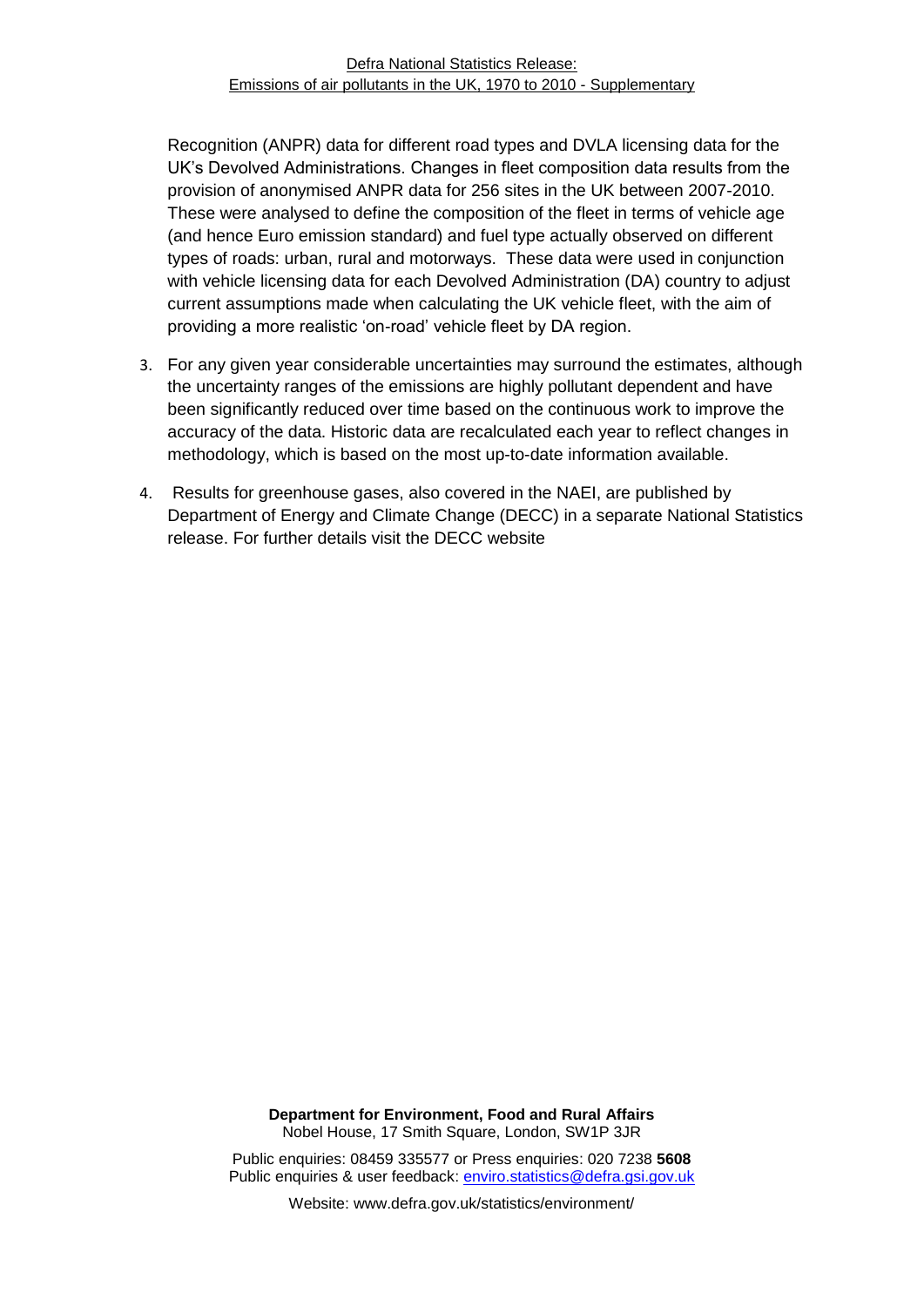Recognition (ANPR) data for different road types and DVLA licensing data for the UK's Devolved Administrations. Changes in fleet composition data results from the provision of anonymised ANPR data for 256 sites in the UK between 2007-2010. These were analysed to define the composition of the fleet in terms of vehicle age (and hence Euro emission standard) and fuel type actually observed on different types of roads: urban, rural and motorways. These data were used in conjunction with vehicle licensing data for each Devolved Administration (DA) country to adjust current assumptions made when calculating the UK vehicle fleet, with the aim of providing a more realistic 'on-road' vehicle fleet by DA region.

3. For any given year considerable uncertainties may surround the estimates, although the uncertainty ranges of the emissions are highly pollutant dependent and have been significantly reduced over time based on the continuous work to improve the accuracy of the data. Historic data are recalculated each year to reflect changes in methodology, which is based on the most up-to-date information available.

4. Results for greenhouse gases, also covered in the NAEI, are published by Department of Energy and Climate Change (DECC) in a separate National Statistics release. For further details visit the DECC website

**Department for Environment, Food and Rural Affairs**
Nobel House, 17 Smith Square, London, SW1P 3JR

Public enquiries: 08459 335577 or Press enquiries: 020 7238 **5608**
Public enquiries & user feedback: enviro.statistics@defra.gsi.gov.uk

Website: www.defra.gov.uk/statistics/environment/